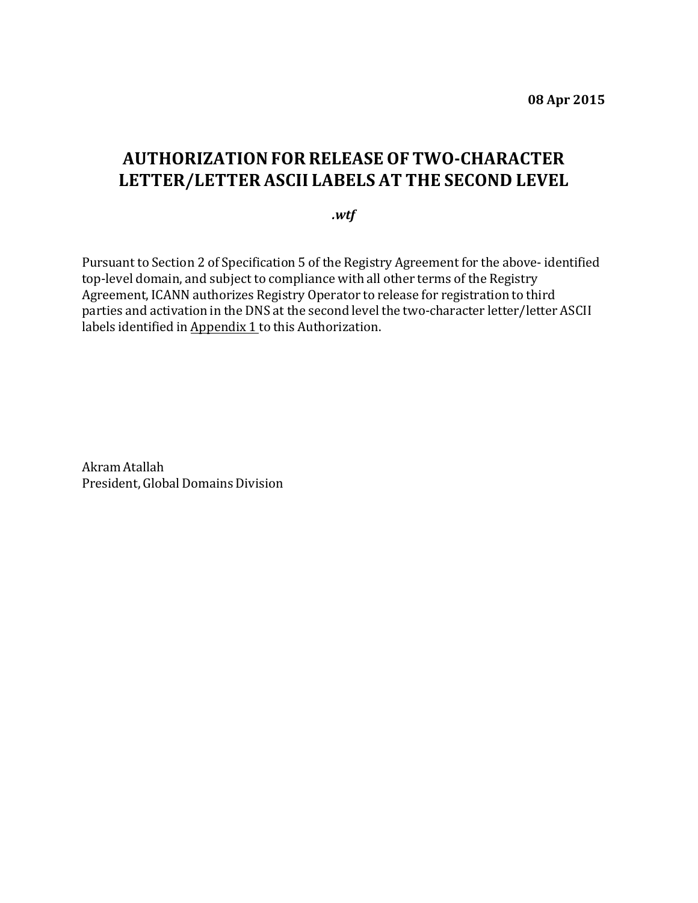**08 Apr 2015**

# AUTHORIZATION FOR RELEASE OF TWO-CHARACTER LETTER/LETTER ASCII LABELS AT THE SECOND LEVEL

***.wtf***

Pursuant to Section 2 of Specification 5 of the Registry Agreement for the above- identified top-level domain, and subject to compliance with all other terms of the Registry Agreement, ICANN authorizes Registry Operator to release for registration to third parties and activation in the DNS at the second level the two-character letter/letter ASCII labels identified in Appendix 1 to this Authorization.

Akram Atallah
President, Global Domains Division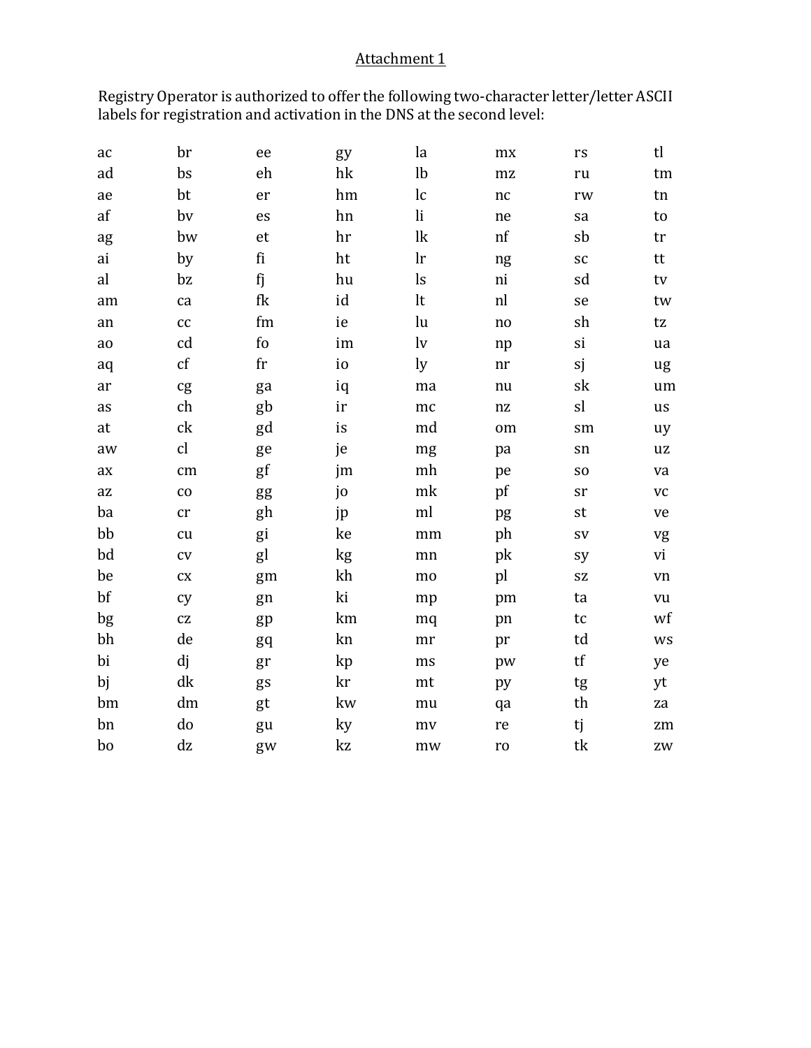Attachment 1

Registry Operator is authorized to offer the following two-character letter/letter ASCII labels for registration and activation in the DNS at the second level:

| | | | | | | | |
|---|---|---|---|---|---|---|---|
| ac | br | ee | gy | la | mx | rs | tl |
| ad | bs | eh | hk | lb | mz | ru | tm |
| ae | bt | er | hm | lc | nc | rw | tn |
| af | bv | es | hn | li | ne | sa | to |
| ag | bw | et | hr | lk | nf | sb | tr |
| ai | by | fi | ht | lr | ng | sc | tt |
| al | bz | fj | hu | ls | ni | sd | tv |
| am | ca | fk | id | lt | nl | se | tw |
| an | cc | fm | ie | lu | no | sh | tz |
| ao | cd | fo | im | lv | np | si | ua |
| aq | cf | fr | io | ly | nr | sj | ug |
| ar | cg | ga | iq | ma | nu | sk | um |
| as | ch | gb | ir | mc | nz | sl | us |
| at | ck | gd | is | md | om | sm | uy |
| aw | cl | ge | je | mg | pa | sn | uz |
| ax | cm | gf | jm | mh | pe | so | va |
| az | co | gg | jo | mk | pf | sr | vc |
| ba | cr | gh | jp | ml | pg | st | ve |
| bb | cu | gi | ke | mm | ph | sv | vg |
| bd | cv | gl | kg | mn | pk | sy | vi |
| be | cx | gm | kh | mo | pl | sz | vn |
| bf | cy | gn | ki | mp | pm | ta | vu |
| bg | cz | gp | km | mq | pn | tc | wf |
| bh | de | gq | kn | mr | pr | td | ws |
| bi | dj | gr | kp | ms | pw | tf | ye |
| bj | dk | gs | kr | mt | py | tg | yt |
| bm | dm | gt | kw | mu | qa | th | za |
| bn | do | gu | ky | mv | re | tj | zm |
| bo | dz | gw | kz | mw | ro | tk | zw |